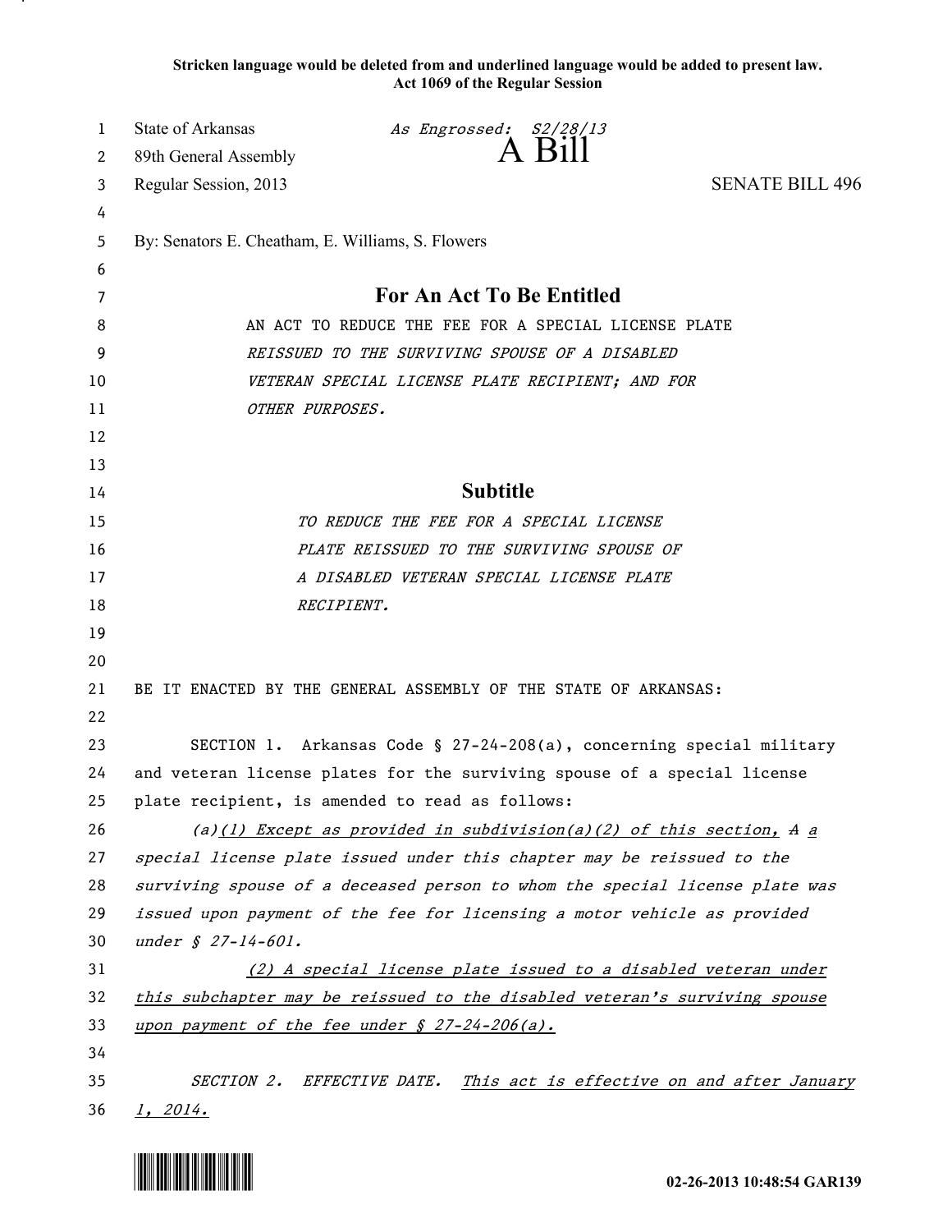**Stricken language would be deleted from and underlined language would be added to present law.**
**Act 1069 of the Regular Session**

State of Arkansas *As Engrossed: S2/28/13*
89th General Assembly
# A Bill
Regular Session, 2013 SENATE BILL 496

By: Senators E. Cheatham, E. Williams, S. Flowers

## For An Act To Be Entitled

AN ACT TO REDUCE THE FEE FOR A SPECIAL LICENSE PLATE *REISSUED TO THE SURVIVING SPOUSE OF A DISABLED VETERAN SPECIAL LICENSE PLATE RECIPIENT; AND FOR OTHER PURPOSES.*

## Subtitle

*TO REDUCE THE FEE FOR A SPECIAL LICENSE PLATE REISSUED TO THE SURVIVING SPOUSE OF A DISABLED VETERAN SPECIAL LICENSE PLATE RECIPIENT.*

BE IT ENACTED BY THE GENERAL ASSEMBLY OF THE STATE OF ARKANSAS:

SECTION 1. Arkansas Code § 27-24-208(a), concerning special military and veteran license plates for the surviving spouse of a special license plate recipient, is amended to read as follows:

*(a)<u>(1) Except as provided in subdivision(a)(2) of this section,</u> ~~A~~ <u>a</u> special license plate issued under this chapter may be reissued to the surviving spouse of a deceased person to whom the special license plate was issued upon payment of the fee for licensing a motor vehicle as provided under § 27-14-601.*

*<u>(2) A special license plate issued to a disabled veteran under this subchapter may be reissued to the disabled veteran's surviving spouse upon payment of the fee under § 27-24-206(a).</u>*

*SECTION 2. EFFECTIVE DATE. <u>This act is effective on and after January 1, 2014.</u>*

02-26-2013 10:48:54 GAR139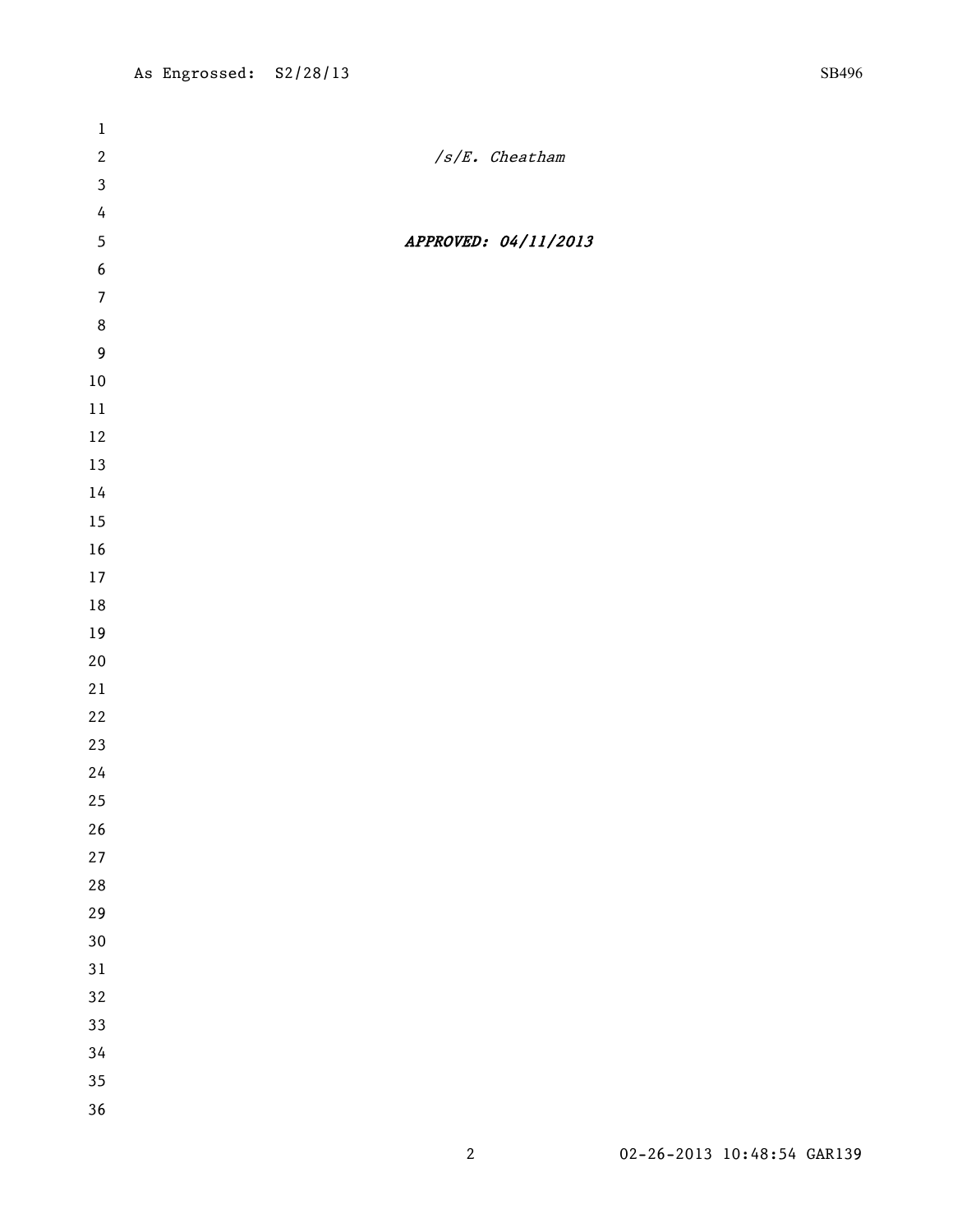*/s/E. Cheatham*

***APPROVED: 04/11/2013***